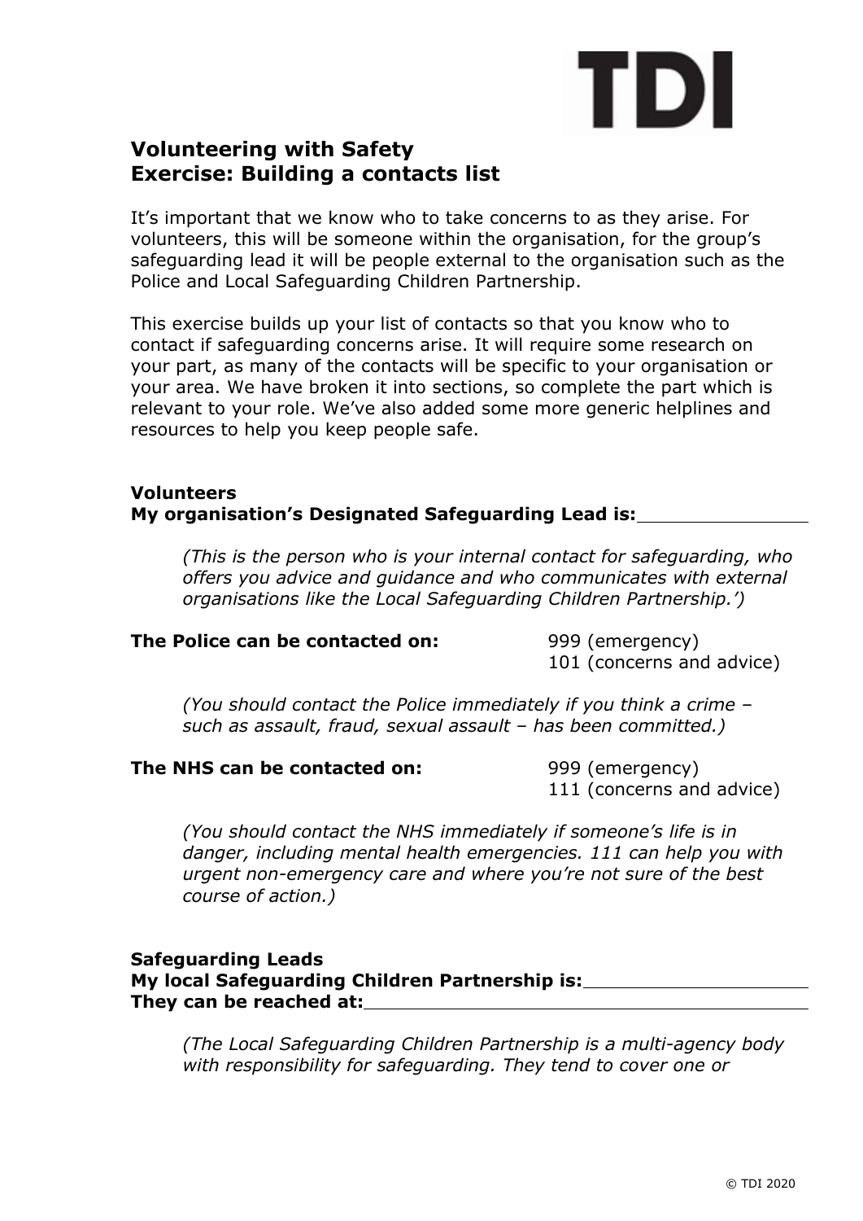TDI

# Volunteering with Safety
## Exercise: Building a contacts list

It's important that we know who to take concerns to as they arise. For volunteers, this will be someone within the organisation, for the group's safeguarding lead it will be people external to the organisation such as the Police and Local Safeguarding Children Partnership.

This exercise builds up your list of contacts so that you know who to contact if safeguarding concerns arise. It will require some research on your part, as many of the contacts will be specific to your organisation or your area. We have broken it into sections, so complete the part which is relevant to your role. We've also added some more generic helplines and resources to help you keep people safe.

**Volunteers**
**My organisation's Designated Safeguarding Lead is:**\_\_\_\_\_\_\_\_\_\_\_\_\_\_\_

*(This is the person who is your internal contact for safeguarding, who offers you advice and guidance and who communicates with external organisations like the Local Safeguarding Children Partnership.')*

**The Police can be contacted on:** 999 (emergency)
101 (concerns and advice)

*(You should contact the Police immediately if you think a crime – such as assault, fraud, sexual assault – has been committed.)*

**The NHS can be contacted on:** 999 (emergency)
111 (concerns and advice)

*(You should contact the NHS immediately if someone's life is in danger, including mental health emergencies. 111 can help you with urgent non-emergency care and where you're not sure of the best course of action.)*

**Safeguarding Leads**
**My local Safeguarding Children Partnership is:**\_\_\_\_\_\_\_\_\_\_\_\_\_\_\_\_\_\_\_\_
**They can be reached at:**\_\_\_\_\_\_\_\_\_\_\_\_\_\_\_\_\_\_\_\_\_\_\_\_\_\_\_\_\_\_\_\_\_\_\_\_\_\_\_\_\_\_\_

*(The Local Safeguarding Children Partnership is a multi-agency body with responsibility for safeguarding. They tend to cover one or*

© TDI 2020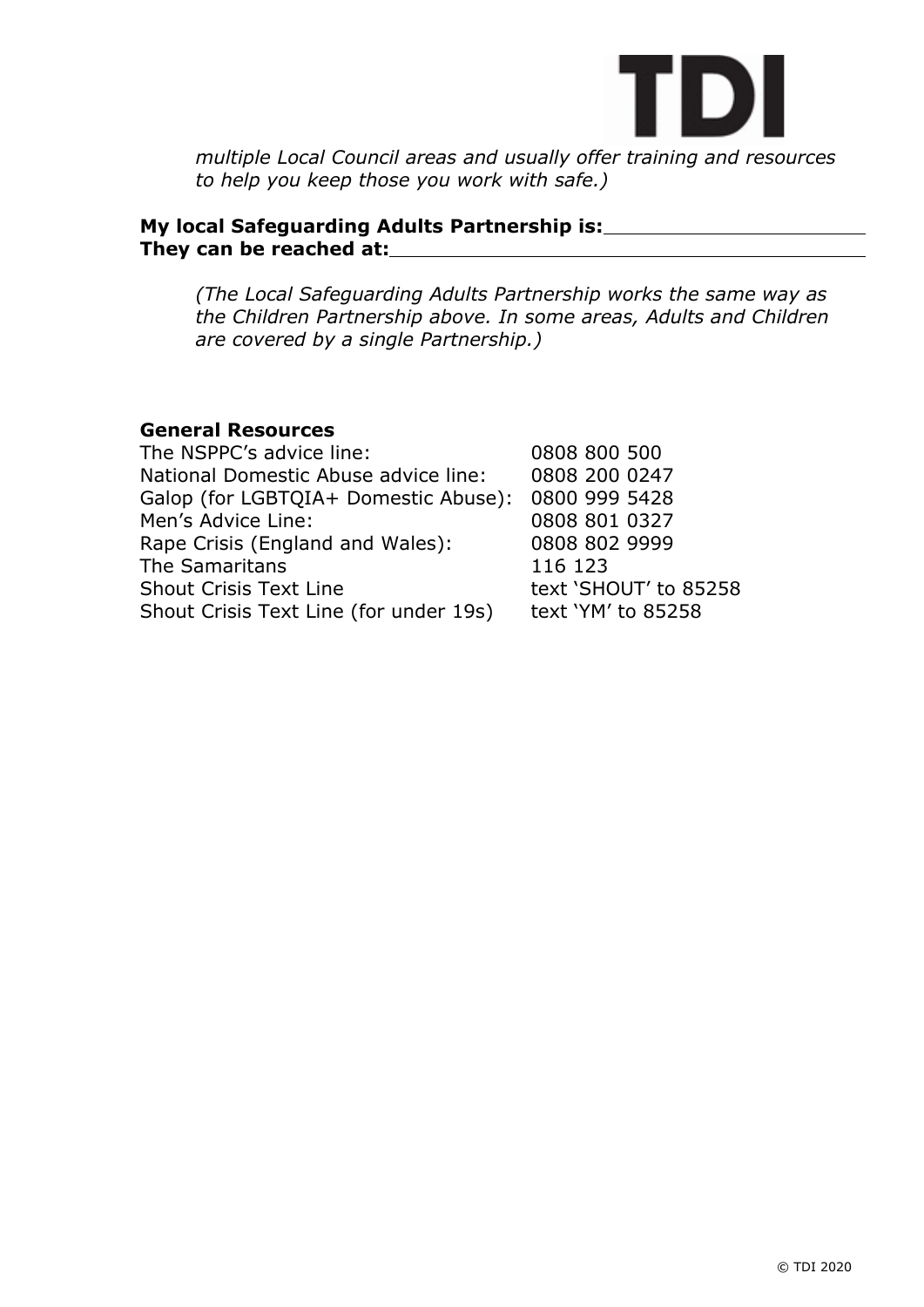*multiple Local Council areas and usually offer training and resources to help you keep those you work with safe.)*

**My local Safeguarding Adults Partnership is:**\_\_\_\_\_\_\_\_\_\_\_\_\_\_\_\_\_\_\_\_\_\_\_\_
**They can be reached at:**\_\_\_\_\_\_\_\_\_\_\_\_\_\_\_\_\_\_\_\_\_\_\_\_\_\_\_\_\_\_\_\_\_\_\_\_\_\_\_\_

*(The Local Safeguarding Adults Partnership works the same way as the Children Partnership above. In some areas, Adults and Children are covered by a single Partnership.)*

**General Resources**

| | |
|---|---|
| The NSPPC's advice line: | 0808 800 500 |
| National Domestic Abuse advice line: | 0808 200 0247 |
| Galop (for LGBTQIA+ Domestic Abuse): | 0800 999 5428 |
| Men's Advice Line: | 0808 801 0327 |
| Rape Crisis (England and Wales): | 0808 802 9999 |
| The Samaritans | 116 123 |
| Shout Crisis Text Line | text 'SHOUT' to 85258 |
| Shout Crisis Text Line (for under 19s) | text 'YM' to 85258 |

© TDI 2020